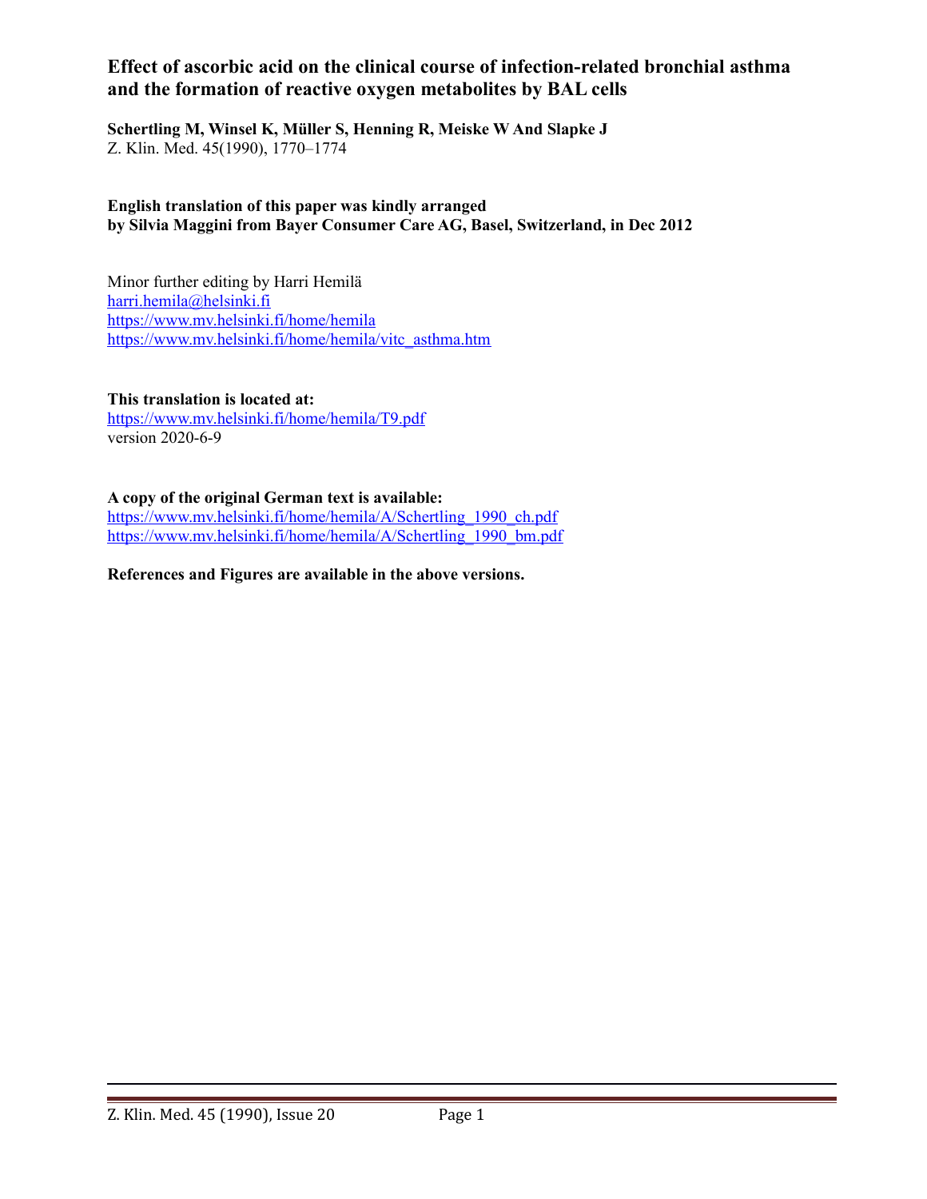# Effect of ascorbic acid on the clinical course of infection-related bronchial asthma and the formation of reactive oxygen metabolites by BAL cells

**Schertling M, Winsel K, Müller S, Henning R, Meiske W And Slapke J**
Z. Klin. Med. 45(1990), 1770–1774

**English translation of this paper was kindly arranged by Silvia Maggini from Bayer Consumer Care AG, Basel, Switzerland, in Dec 2012**

Minor further editing by Harri Hemilä
harri.hemila@helsinki.fi
https://www.mv.helsinki.fi/home/hemila
https://www.mv.helsinki.fi/home/hemila/vitc_asthma.htm

**This translation is located at:**
https://www.mv.helsinki.fi/home/hemila/T9.pdf
version 2020-6-9

**A copy of the original German text is available:**
https://www.mv.helsinki.fi/home/hemila/A/Schertling_1990_ch.pdf
https://www.mv.helsinki.fi/home/hemila/A/Schertling_1990_bm.pdf

**References and Figures are available in the above versions.**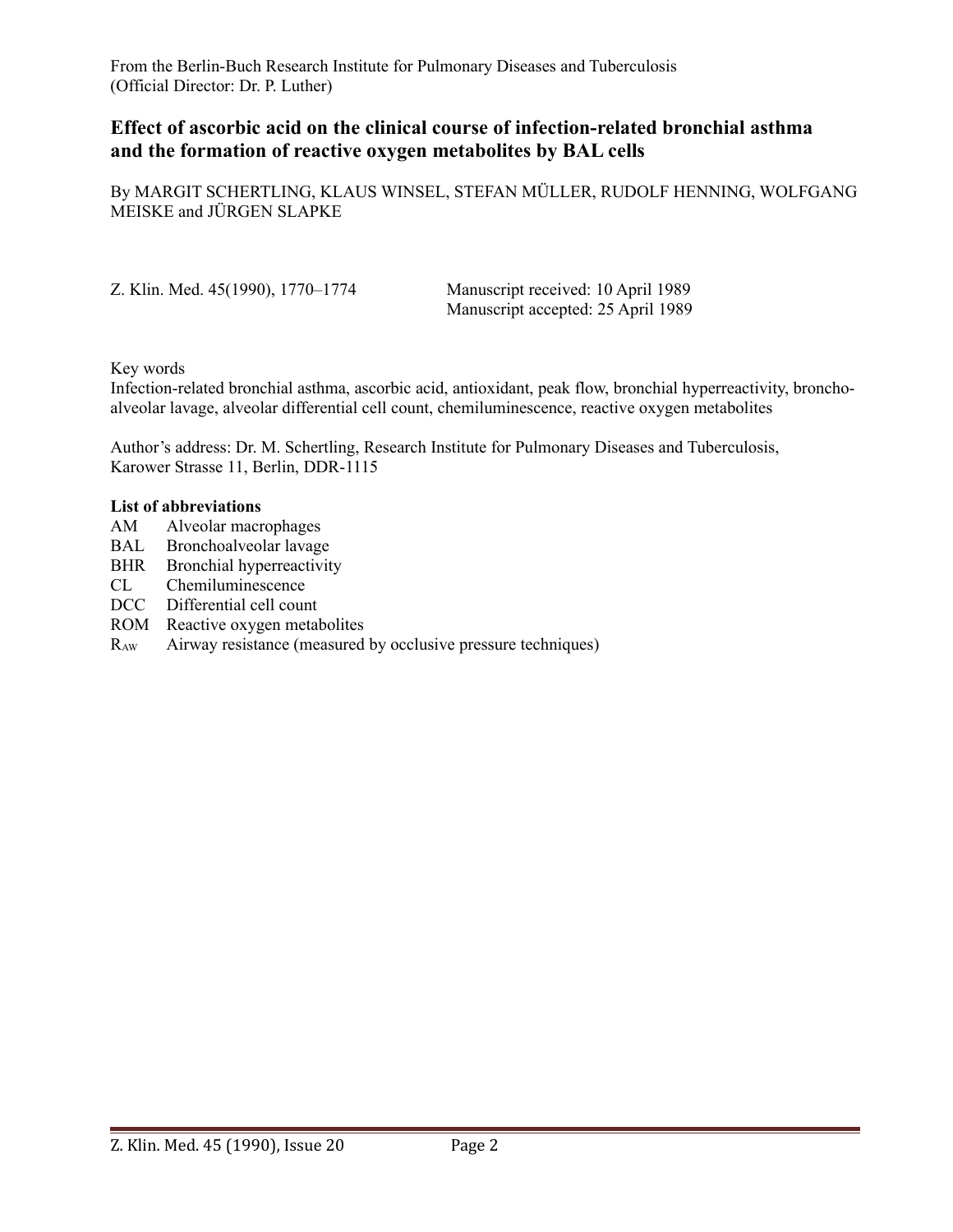From the Berlin-Buch Research Institute for Pulmonary Diseases and Tuberculosis
(Official Director: Dr. P. Luther)

# Effect of ascorbic acid on the clinical course of infection-related bronchial asthma and the formation of reactive oxygen metabolites by BAL cells

By MARGIT SCHERTLING, KLAUS WINSEL, STEFAN MÜLLER, RUDOLF HENNING, WOLFGANG MEISKE and JÜRGEN SLAPKE

Z. Klin. Med. 45(1990), 1770–1774

Manuscript received: 10 April 1989
Manuscript accepted: 25 April 1989

Key words
Infection-related bronchial asthma, ascorbic acid, antioxidant, peak flow, bronchial hyperreactivity, broncho-alveolar lavage, alveolar differential cell count, chemiluminescence, reactive oxygen metabolites

Author's address: Dr. M. Schertling, Research Institute for Pulmonary Diseases and Tuberculosis, Karower Strasse 11, Berlin, DDR-1115

**List of abbreviations**

- AM Alveolar macrophages
- BAL Bronchoalveolar lavage
- BHR Bronchial hyperreactivity
- CL Chemiluminescence
- DCC Differential cell count
- ROM Reactive oxygen metabolites
- $R_{AW}$ Airway resistance (measured by occlusive pressure techniques)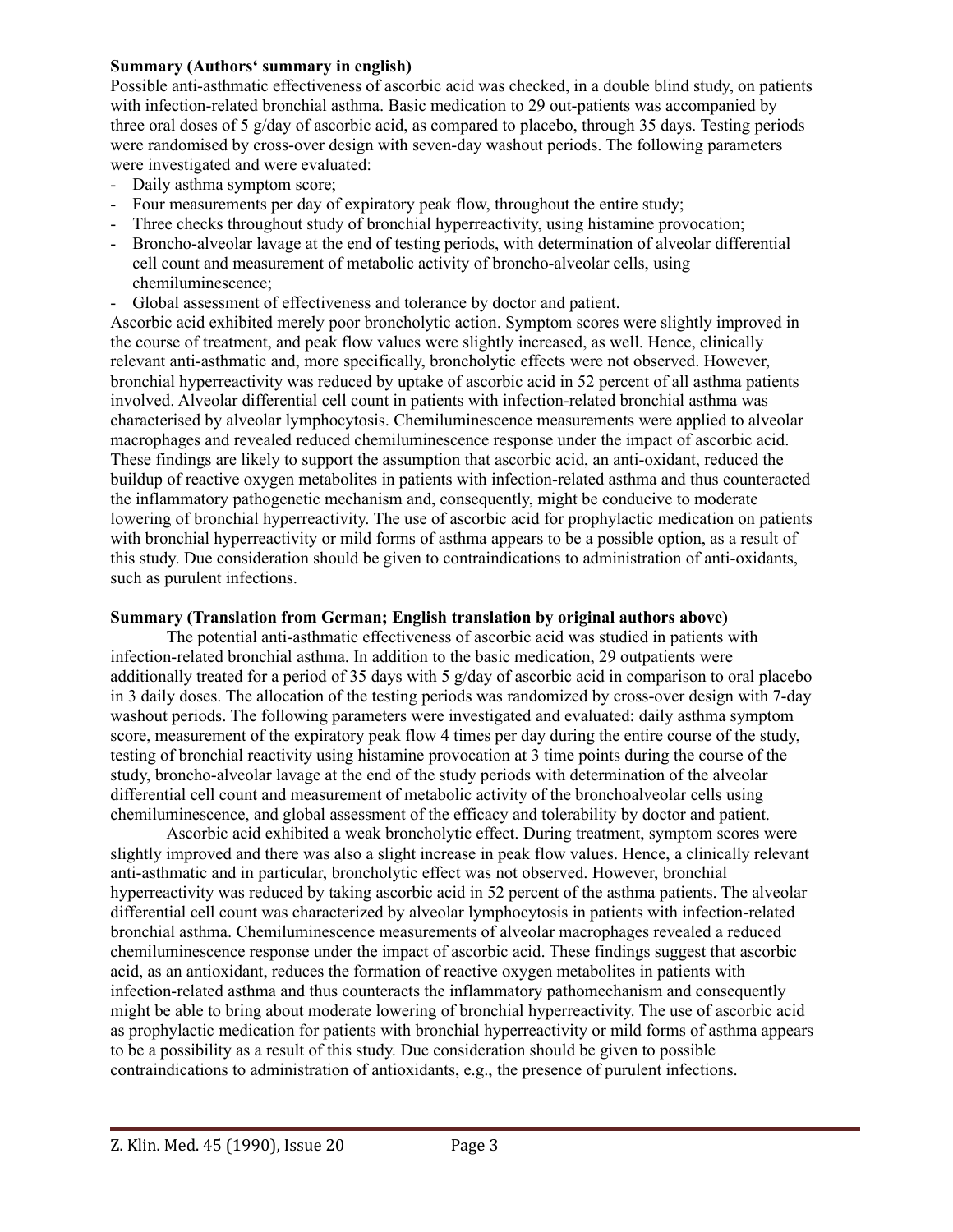**Summary (Authors' summary in english)**

Possible anti-asthmatic effectiveness of ascorbic acid was checked, in a double blind study, on patients with infection-related bronchial asthma. Basic medication to 29 out-patients was accompanied by three oral doses of 5 g/day of ascorbic acid, as compared to placebo, through 35 days. Testing periods were randomised by cross-over design with seven-day washout periods. The following parameters were investigated and were evaluated:

- Daily asthma symptom score;
- Four measurements per day of expiratory peak flow, throughout the entire study;
- Three checks throughout study of bronchial hyperreactivity, using histamine provocation;
- Broncho-alveolar lavage at the end of testing periods, with determination of alveolar differential cell count and measurement of metabolic activity of broncho-alveolar cells, using chemiluminescence;
- Global assessment of effectiveness and tolerance by doctor and patient.

Ascorbic acid exhibited merely poor broncholytic action. Symptom scores were slightly improved in the course of treatment, and peak flow values were slightly increased, as well. Hence, clinically relevant anti-asthmatic and, more specifically, broncholytic effects were not observed. However, bronchial hyperreactivity was reduced by uptake of ascorbic acid in 52 percent of all asthma patients involved. Alveolar differential cell count in patients with infection-related bronchial asthma was characterised by alveolar lymphocytosis. Chemiluminescence measurements were applied to alveolar macrophages and revealed reduced chemiluminescence response under the impact of ascorbic acid. These findings are likely to support the assumption that ascorbic acid, an anti-oxidant, reduced the buildup of reactive oxygen metabolites in patients with infection-related asthma and thus counteracted the inflammatory pathogenetic mechanism and, consequently, might be conducive to moderate lowering of bronchial hyperreactivity. The use of ascorbic acid for prophylactic medication on patients with bronchial hyperreactivity or mild forms of asthma appears to be a possible option, as a result of this study. Due consideration should be given to contraindications to administration of anti-oxidants, such as purulent infections.

**Summary (Translation from German; English translation by original authors above)**

The potential anti-asthmatic effectiveness of ascorbic acid was studied in patients with infection-related bronchial asthma. In addition to the basic medication, 29 outpatients were additionally treated for a period of 35 days with 5 g/day of ascorbic acid in comparison to oral placebo in 3 daily doses. The allocation of the testing periods was randomized by cross-over design with 7-day washout periods. The following parameters were investigated and evaluated: daily asthma symptom score, measurement of the expiratory peak flow 4 times per day during the entire course of the study, testing of bronchial reactivity using histamine provocation at 3 time points during the course of the study, broncho-alveolar lavage at the end of the study periods with determination of the alveolar differential cell count and measurement of metabolic activity of the bronchoalveolar cells using chemiluminescence, and global assessment of the efficacy and tolerability by doctor and patient.

Ascorbic acid exhibited a weak broncholytic effect. During treatment, symptom scores were slightly improved and there was also a slight increase in peak flow values. Hence, a clinically relevant anti-asthmatic and in particular, broncholytic effect was not observed. However, bronchial hyperreactivity was reduced by taking ascorbic acid in 52 percent of the asthma patients. The alveolar differential cell count was characterized by alveolar lymphocytosis in patients with infection-related bronchial asthma. Chemiluminescence measurements of alveolar macrophages revealed a reduced chemiluminescence response under the impact of ascorbic acid. These findings suggest that ascorbic acid, as an antioxidant, reduces the formation of reactive oxygen metabolites in patients with infection-related asthma and thus counteracts the inflammatory pathomechanism and consequently might be able to bring about moderate lowering of bronchial hyperreactivity. The use of ascorbic acid as prophylactic medication for patients with bronchial hyperreactivity or mild forms of asthma appears to be a possibility as a result of this study. Due consideration should be given to possible contraindications to administration of antioxidants, e.g., the presence of purulent infections.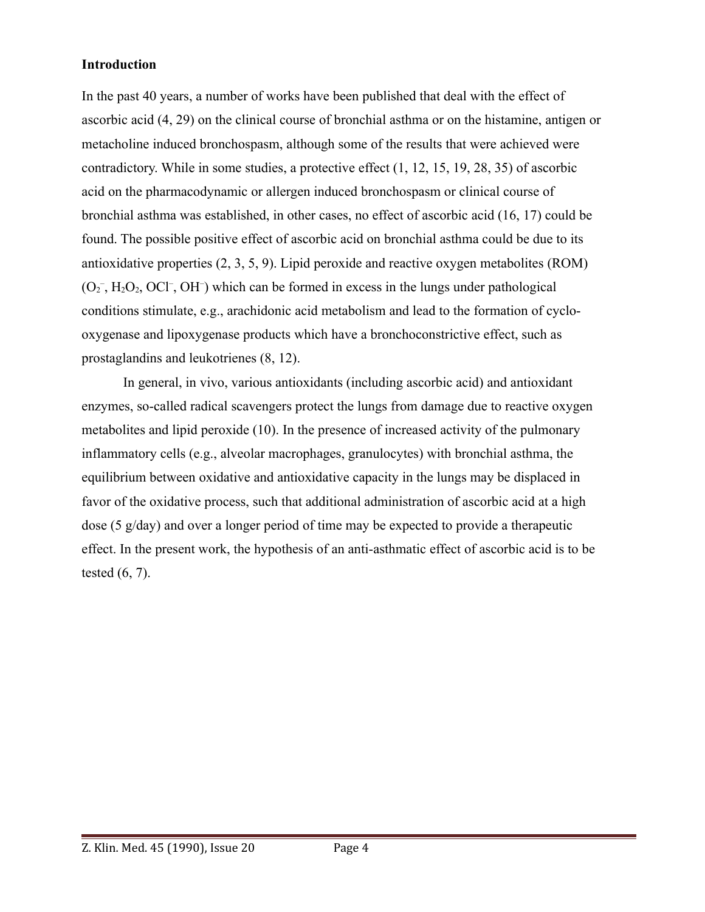## Introduction

In the past 40 years, a number of works have been published that deal with the effect of ascorbic acid (4, 29) on the clinical course of bronchial asthma or on the histamine, antigen or metacholine induced bronchospasm, although some of the results that were achieved were contradictory. While in some studies, a protective effect (1, 12, 15, 19, 28, 35) of ascorbic acid on the pharmacodynamic or allergen induced bronchospasm or clinical course of bronchial asthma was established, in other cases, no effect of ascorbic acid (16, 17) could be found. The possible positive effect of ascorbic acid on bronchial asthma could be due to its antioxidative properties (2, 3, 5, 9). Lipid peroxide and reactive oxygen metabolites (ROM) ($O_2^-$, $H_2O_2$, $OCl^-$, $OH^-$) which can be formed in excess in the lungs under pathological conditions stimulate, e.g., arachidonic acid metabolism and lead to the formation of cyclo-oxygenase and lipoxygenase products which have a bronchoconstrictive effect, such as prostaglandins and leukotrienes (8, 12).

In general, in vivo, various antioxidants (including ascorbic acid) and antioxidant enzymes, so-called radical scavengers protect the lungs from damage due to reactive oxygen metabolites and lipid peroxide (10). In the presence of increased activity of the pulmonary inflammatory cells (e.g., alveolar macrophages, granulocytes) with bronchial asthma, the equilibrium between oxidative and antioxidative capacity in the lungs may be displaced in favor of the oxidative process, such that additional administration of ascorbic acid at a high dose (5 g/day) and over a longer period of time may be expected to provide a therapeutic effect. In the present work, the hypothesis of an anti-asthmatic effect of ascorbic acid is to be tested (6, 7).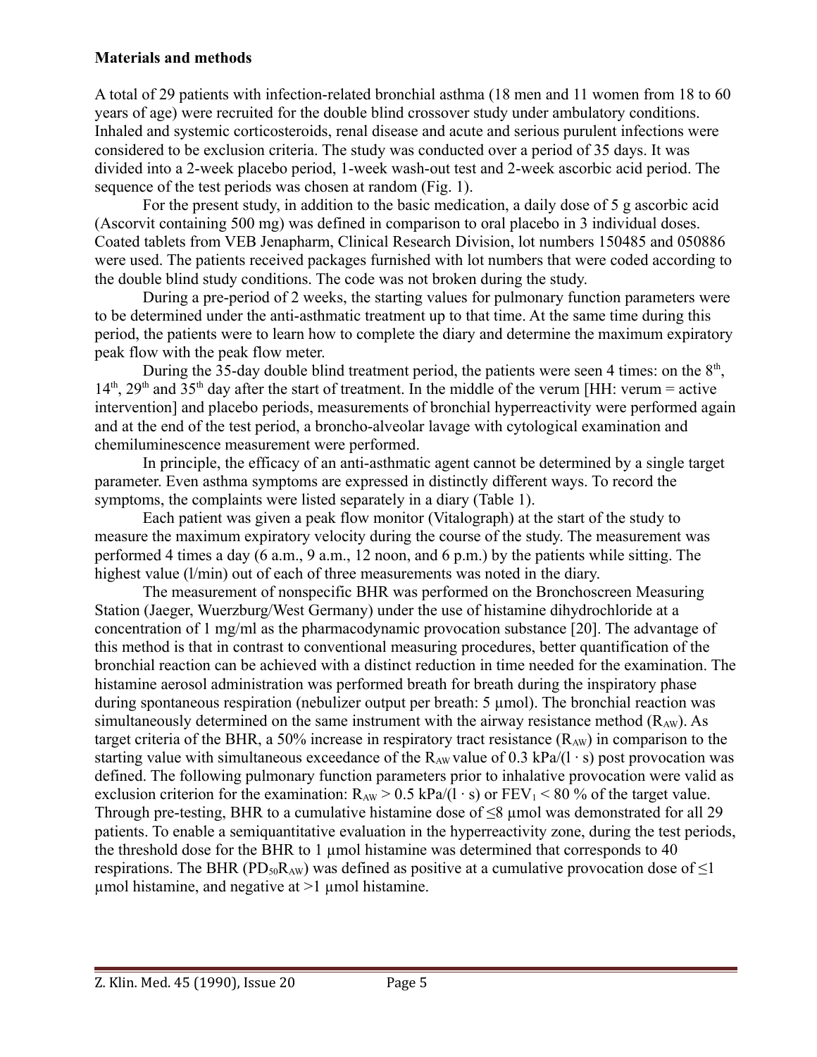**Materials and methods**

A total of 29 patients with infection-related bronchial asthma (18 men and 11 women from 18 to 60 years of age) were recruited for the double blind crossover study under ambulatory conditions. Inhaled and systemic corticosteroids, renal disease and acute and serious purulent infections were considered to be exclusion criteria. The study was conducted over a period of 35 days. It was divided into a 2-week placebo period, 1-week wash-out test and 2-week ascorbic acid period. The sequence of the test periods was chosen at random (Fig. 1).

For the present study, in addition to the basic medication, a daily dose of 5 g ascorbic acid (Ascorvit containing 500 mg) was defined in comparison to oral placebo in 3 individual doses. Coated tablets from VEB Jenapharm, Clinical Research Division, lot numbers 150485 and 050886 were used. The patients received packages furnished with lot numbers that were coded according to the double blind study conditions. The code was not broken during the study.

During a pre-period of 2 weeks, the starting values for pulmonary function parameters were to be determined under the anti-asthmatic treatment up to that time. At the same time during this period, the patients were to learn how to complete the diary and determine the maximum expiratory peak flow with the peak flow meter.

During the 35-day double blind treatment period, the patients were seen 4 times: on the 8th, 14th, 29th and 35th day after the start of treatment. In the middle of the verum [HH: verum = active intervention] and placebo periods, measurements of bronchial hyperreactivity were performed again and at the end of the test period, a broncho-alveolar lavage with cytological examination and chemiluminescence measurement were performed.

In principle, the efficacy of an anti-asthmatic agent cannot be determined by a single target parameter. Even asthma symptoms are expressed in distinctly different ways. To record the symptoms, the complaints were listed separately in a diary (Table 1).

Each patient was given a peak flow monitor (Vitalograph) at the start of the study to measure the maximum expiratory velocity during the course of the study. The measurement was performed 4 times a day (6 a.m., 9 a.m., 12 noon, and 6 p.m.) by the patients while sitting. The highest value (l/min) out of each of three measurements was noted in the diary.

The measurement of nonspecific BHR was performed on the Bronchoscreen Measuring Station (Jaeger, Wuerzburg/West Germany) under the use of histamine dihydrochloride at a concentration of 1 mg/ml as the pharmacodynamic provocation substance [20]. The advantage of this method is that in contrast to conventional measuring procedures, better quantification of the bronchial reaction can be achieved with a distinct reduction in time needed for the examination. The histamine aerosol administration was performed breath for breath during the inspiratory phase during spontaneous respiration (nebulizer output per breath: 5 µmol). The bronchial reaction was simultaneously determined on the same instrument with the airway resistance method ($R_{AW}$). As target criteria of the BHR, a 50% increase in respiratory tract resistance ($R_{AW}$) in comparison to the starting value with simultaneous exceedance of the $R_{AW}$ value of 0.3 kPa/(l · s) post provocation was defined. The following pulmonary function parameters prior to inhalative provocation were valid as exclusion criterion for the examination: $R_{AW} > 0.5$ kPa/(l · s) or $FEV_1 < 80$ % of the target value. Through pre-testing, BHR to a cumulative histamine dose of ≤8 µmol was demonstrated for all 29 patients. To enable a semiquantitative evaluation in the hyperreactivity zone, during the test periods, the threshold dose for the BHR to 1 µmol histamine was determined that corresponds to 40 respirations. The BHR ($PD_{50}R_{AW}$) was defined as positive at a cumulative provocation dose of ≤1 µmol histamine, and negative at >1 µmol histamine.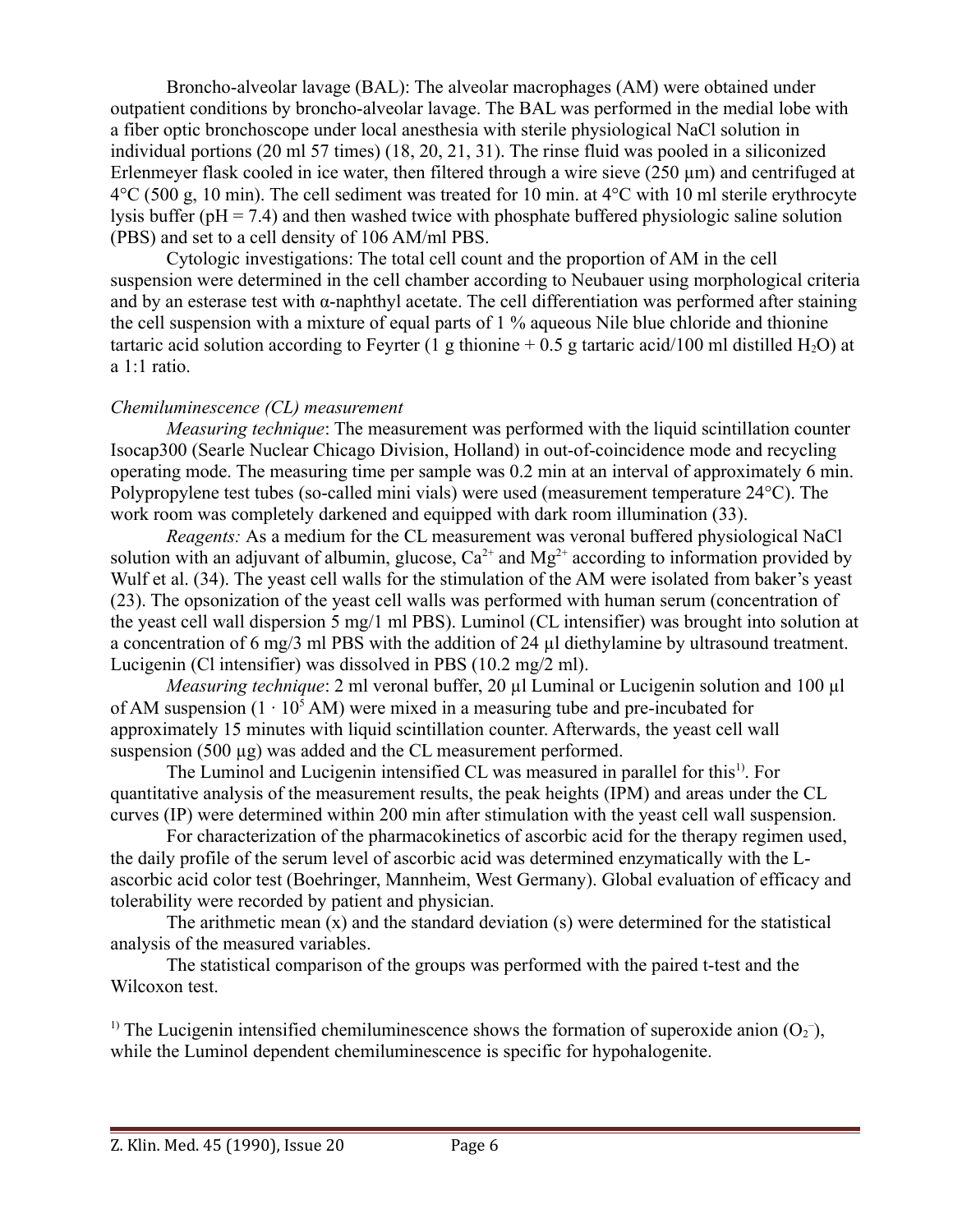Broncho-alveolar lavage (BAL): The alveolar macrophages (AM) were obtained under outpatient conditions by broncho-alveolar lavage. The BAL was performed in the medial lobe with a fiber optic bronchoscope under local anesthesia with sterile physiological NaCl solution in individual portions (20 ml 57 times) (18, 20, 21, 31). The rinse fluid was pooled in a siliconized Erlenmeyer flask cooled in ice water, then filtered through a wire sieve (250 µm) and centrifuged at 4°C (500 g, 10 min). The cell sediment was treated for 10 min. at 4°C with 10 ml sterile erythrocyte lysis buffer (pH = 7.4) and then washed twice with phosphate buffered physiologic saline solution (PBS) and set to a cell density of 106 AM/ml PBS.

Cytologic investigations: The total cell count and the proportion of AM in the cell suspension were determined in the cell chamber according to Neubauer using morphological criteria and by an esterase test with α-naphthyl acetate. The cell differentiation was performed after staining the cell suspension with a mixture of equal parts of 1 % aqueous Nile blue chloride and thionine tartaric acid solution according to Feyrter (1 g thionine + 0.5 g tartaric acid/100 ml distilled $H_2O$) at a 1:1 ratio.

*Chemiluminescence (CL) measurement*

*Measuring technique*: The measurement was performed with the liquid scintillation counter Isocap300 (Searle Nuclear Chicago Division, Holland) in out-of-coincidence mode and recycling operating mode. The measuring time per sample was 0.2 min at an interval of approximately 6 min. Polypropylene test tubes (so-called mini vials) were used (measurement temperature 24°C). The work room was completely darkened and equipped with dark room illumination (33).

*Reagents:* As a medium for the CL measurement was veronal buffered physiological NaCl solution with an adjuvant of albumin, glucose, $Ca^{2+}$ and $Mg^{2+}$ according to information provided by Wulf et al. (34). The yeast cell walls for the stimulation of the AM were isolated from baker's yeast (23). The opsonization of the yeast cell walls was performed with human serum (concentration of the yeast cell wall dispersion 5 mg/1 ml PBS). Luminol (CL intensifier) was brought into solution at a concentration of 6 mg/3 ml PBS with the addition of 24 µl diethylamine by ultrasound treatment. Lucigenin (Cl intensifier) was dissolved in PBS (10.2 mg/2 ml).

*Measuring technique*: 2 ml veronal buffer, 20 µl Luminal or Lucigenin solution and 100 µl of AM suspension ($1 \cdot 10^5$ AM) were mixed in a measuring tube and pre-incubated for approximately 15 minutes with liquid scintillation counter. Afterwards, the yeast cell wall suspension (500 µg) was added and the CL measurement performed.

The Luminol and Lucigenin intensified CL was measured in parallel for this[1)]. For quantitative analysis of the measurement results, the peak heights (IPM) and areas under the CL curves (IP) were determined within 200 min after stimulation with the yeast cell wall suspension.

For characterization of the pharmacokinetics of ascorbic acid for the therapy regimen used, the daily profile of the serum level of ascorbic acid was determined enzymatically with the L-ascorbic acid color test (Boehringer, Mannheim, West Germany). Global evaluation of efficacy and tolerability were recorded by patient and physician.

The arithmetic mean (x) and the standard deviation (s) were determined for the statistical analysis of the measured variables.

The statistical comparison of the groups was performed with the paired t-test and the Wilcoxon test.

[1)] The Lucigenin intensified chemiluminescence shows the formation of superoxide anion ($O_2^-$), while the Luminol dependent chemiluminescence is specific for hypohalogenite.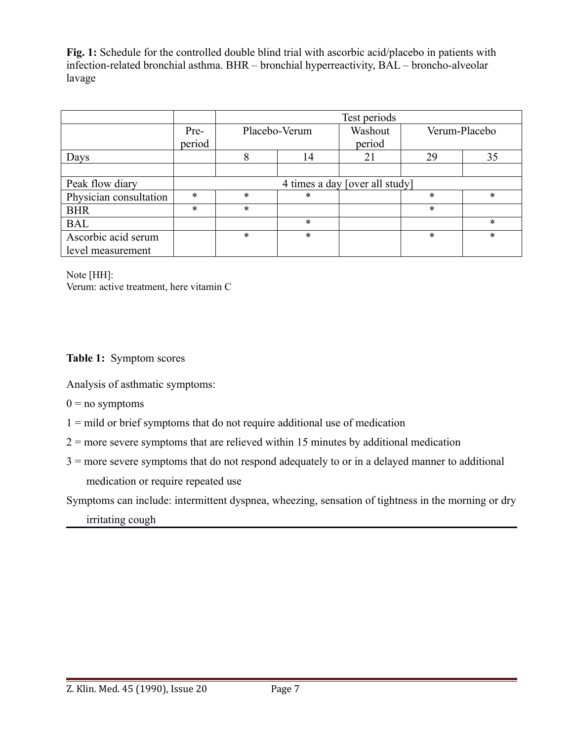**Fig. 1:** Schedule for the controlled double blind trial with ascorbic acid/placebo in patients with infection-related bronchial asthma. BHR – bronchial hyperreactivity, BAL – broncho-alveolar lavage

| | | Test periods | | | | |
|---|---|---|---|---|---|---|
| | Pre-period | Placebo-Verum | | Washout period | Verum-Placebo | |
| Days | | 8 | 14 | 21 | 29 | 35 |
| | | | | | | |
| Peak flow diary | 4 times a day [over all study] | | | | | |
| Physician consultation | * | * | * | | * | * |
| BHR | * | * | | | * | |
| BAL | | | * | | | * |
| Ascorbic acid serum level measurement | | * | * | | * | * |

Note [HH]:
Verum: active treatment, here vitamin C

**Table 1:** Symptom scores

Analysis of asthmatic symptoms:

0 = no symptoms

1 = mild or brief symptoms that do not require additional use of medication

2 = more severe symptoms that are relieved within 15 minutes by additional medication

3 = more severe symptoms that do not respond adequately to or in a delayed manner to additional medication or require repeated use

Symptoms can include: intermittent dyspnea, wheezing, sensation of tightness in the morning or dry irritating cough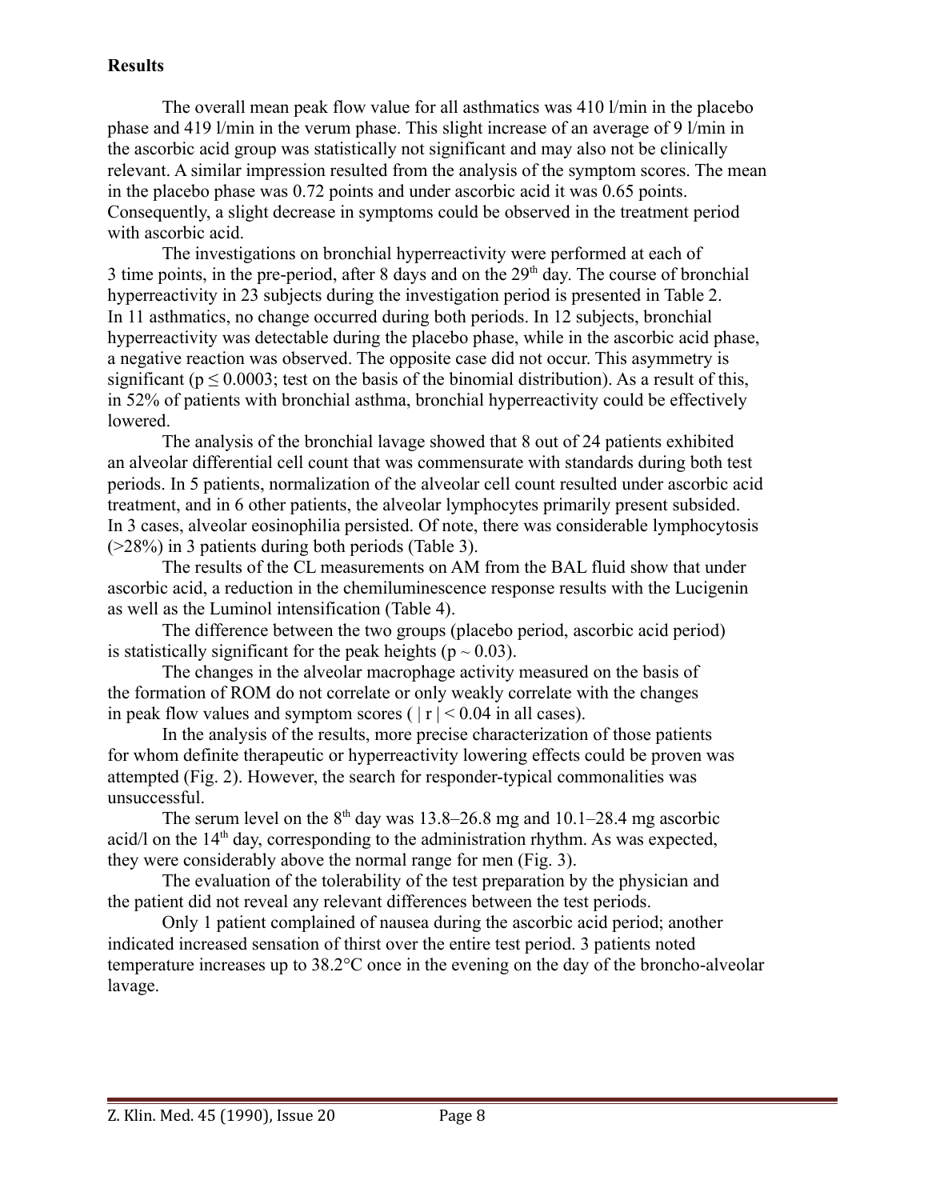**Results**

The overall mean peak flow value for all asthmatics was 410 l/min in the placebo phase and 419 l/min in the verum phase. This slight increase of an average of 9 l/min in the ascorbic acid group was statistically not significant and may also not be clinically relevant. A similar impression resulted from the analysis of the symptom scores. The mean in the placebo phase was 0.72 points and under ascorbic acid it was 0.65 points. Consequently, a slight decrease in symptoms could be observed in the treatment period with ascorbic acid.

The investigations on bronchial hyperreactivity were performed at each of 3 time points, in the pre-period, after 8 days and on the 29th day. The course of bronchial hyperreactivity in 23 subjects during the investigation period is presented in Table 2. In 11 asthmatics, no change occurred during both periods. In 12 subjects, bronchial hyperreactivity was detectable during the placebo phase, while in the ascorbic acid phase, a negative reaction was observed. The opposite case did not occur. This asymmetry is significant ($p \leq 0.0003$; test on the basis of the binomial distribution). As a result of this, in 52% of patients with bronchial asthma, bronchial hyperreactivity could be effectively lowered.

The analysis of the bronchial lavage showed that 8 out of 24 patients exhibited an alveolar differential cell count that was commensurate with standards during both test periods. In 5 patients, normalization of the alveolar cell count resulted under ascorbic acid treatment, and in 6 other patients, the alveolar lymphocytes primarily present subsided. In 3 cases, alveolar eosinophilia persisted. Of note, there was considerable lymphocytosis (>28%) in 3 patients during both periods (Table 3).

The results of the CL measurements on AM from the BAL fluid show that under ascorbic acid, a reduction in the chemiluminescence response results with the Lucigenin as well as the Luminol intensification (Table 4).

The difference between the two groups (placebo period, ascorbic acid period) is statistically significant for the peak heights ($p \sim 0.03$).

The changes in the alveolar macrophage activity measured on the basis of the formation of ROM do not correlate or only weakly correlate with the changes in peak flow values and symptom scores ( $|r| < 0.04$ in all cases).

In the analysis of the results, more precise characterization of those patients for whom definite therapeutic or hyperreactivity lowering effects could be proven was attempted (Fig. 2). However, the search for responder-typical commonalities was unsuccessful.

The serum level on the 8th day was 13.8–26.8 mg and 10.1–28.4 mg ascorbic acid/l on the 14th day, corresponding to the administration rhythm. As was expected, they were considerably above the normal range for men (Fig. 3).

The evaluation of the tolerability of the test preparation by the physician and the patient did not reveal any relevant differences between the test periods.

Only 1 patient complained of nausea during the ascorbic acid period; another indicated increased sensation of thirst over the entire test period. 3 patients noted temperature increases up to 38.2°C once in the evening on the day of the broncho-alveolar lavage.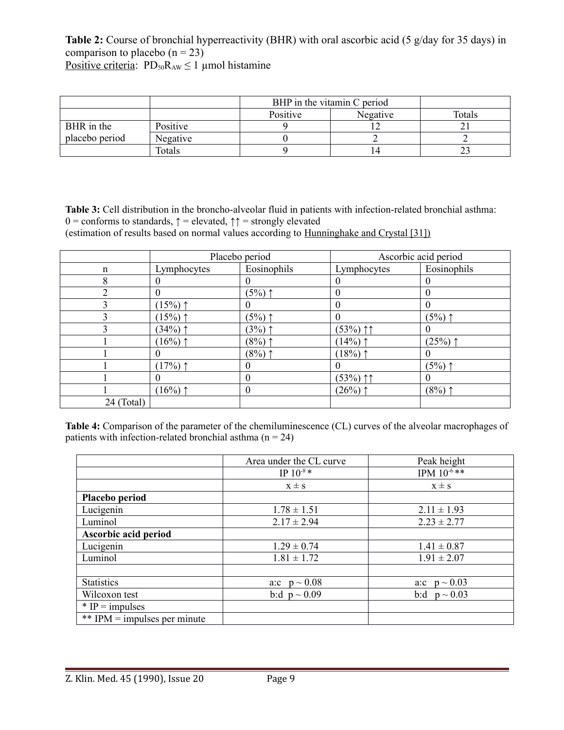**Table 2:** Course of bronchial hyperreactivity (BHR) with oral ascorbic acid (5 g/day for 35 days) in comparison to placebo (n = 23)
Positive criteria: $PD_{50}R_{AW} \leq 1$ µmol histamine

| | | BHP in the vitamin C period | | |
|---|---|---|---|---|
| | | Positive | Negative | Totals |
| BHR in the placebo period | Positive | 9 | 12 | 21 |
| | Negative | 0 | 2 | 2 |
| | Totals | 9 | 14 | 23 |

**Table 3:** Cell distribution in the broncho-alveolar fluid in patients with infection-related bronchial asthma:
0 = conforms to standards, ↑ = elevated, ↑↑ = strongly elevated
(estimation of results based on normal values according to Hunninghake and Crystal [31])

| | Placebo period | | Ascorbic acid period | |
|---|---|---|---|---|
| n | Lymphocytes | Eosinophils | Lymphocytes | Eosinophils |
| 8 | 0 | 0 | 0 | 0 |
| 2 | 0 | (5%) ↑ | 0 | 0 |
| 3 | (15%) ↑ | 0 | 0 | 0 |
| 3 | (15%) ↑ | (5%) ↑ | 0 | (5%) ↑ |
| 3 | (34%) ↑ | (3%) ↑ | (53%) ↑↑ | 0 |
| 1 | (16%) ↑ | (8%) ↑ | (14%) ↑ | (25%) ↑ |
| 1 | 0 | (8%) ↑ | (18%) ↑ | 0 |
| 1 | (17%) ↑ | 0 | 0 | (5%) ↑ |
| 1 | 0 | 0 | (53%) ↑↑ | 0 |
| 1 | (16%) ↑ | 0 | (26%) ↑ | (8%) ↑ |
| 24 (Total) | | | | |

**Table 4:** Comparison of the parameter of the chemiluminescence (CL) curves of the alveolar macrophages of patients with infection-related bronchial asthma (n = 24)

| | Area under the CL curve | Peak height |
|---|---|---|
| | IP $10^{-8}$ * | IPM $10^{-6}$ ** |
| | x ± s | x ± s |
| **Placebo period** | | |
| Lucigenin | 1.78 ± 1.51 | 2.11 ± 1.93 |
| Luminol | 2.17 ± 2.94 | 2.23 ± 2.77 |
| **Ascorbic acid period** | | |
| Lucigenin | 1.29 ± 0.74 | 1.41 ± 0.87 |
| Luminol | 1.81 ± 1.72 | 1.91 ± 2.07 |
| | | |
| Statistics | a:c p ~ 0.08 | a:c p ~ 0.03 |
| Wilcoxon test | b:d p ~ 0.09 | b:d p ~ 0.03 |
| * IP = impulses | | |
| ** IPM = impulses per minute | | |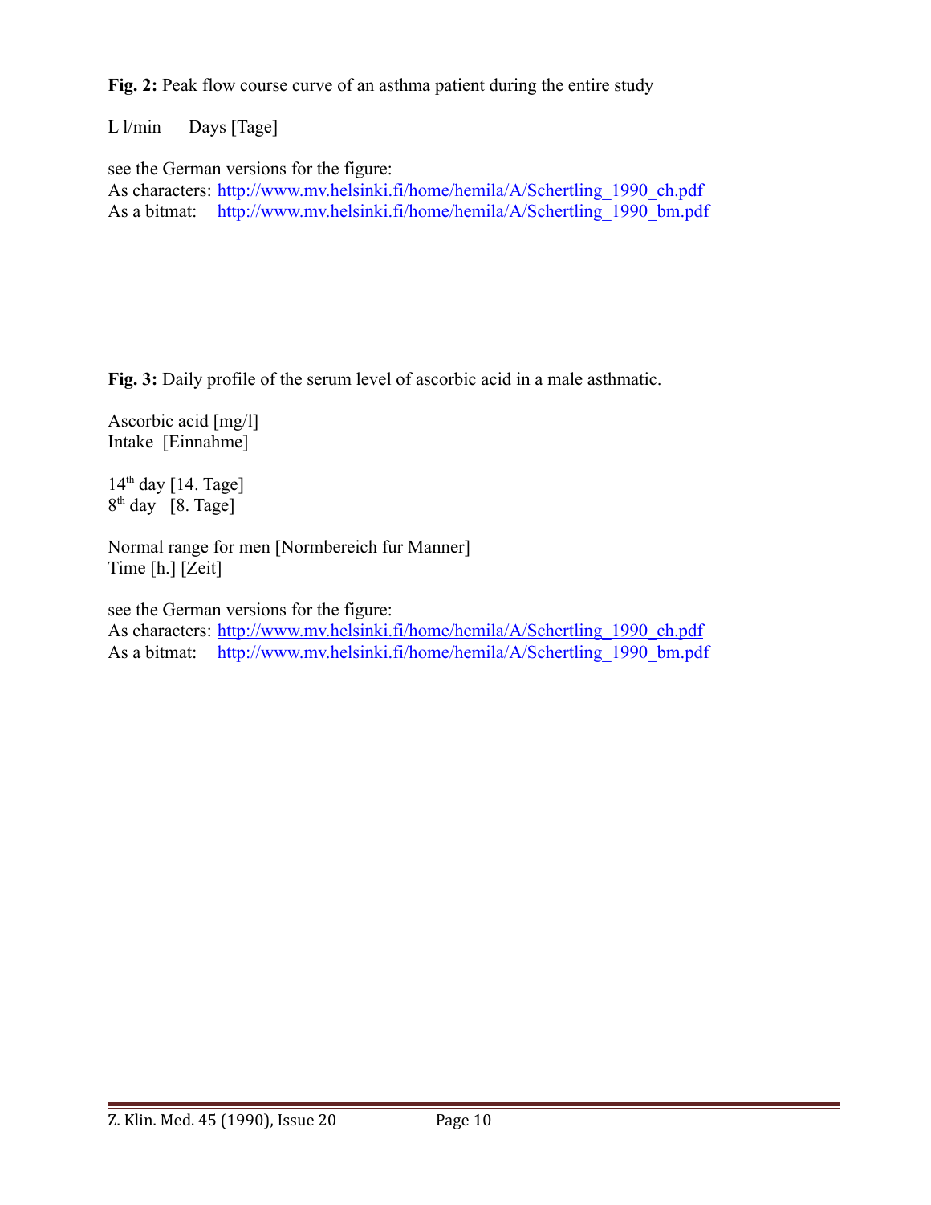**Fig. 2:** Peak flow course curve of an asthma patient during the entire study

L l/min    Days [Tage]

see the German versions for the figure:
As characters: http://www.mv.helsinki.fi/home/hemila/A/Schertling_1990_ch.pdf
As a bitmat: http://www.mv.helsinki.fi/home/hemila/A/Schertling_1990_bm.pdf

**Fig. 3:** Daily profile of the serum level of ascorbic acid in a male asthmatic.

Ascorbic acid [mg/l]
Intake [Einnahme]

14th day [14. Tage]
8th day [8. Tage]

Normal range for men [Normbereich fur Manner]
Time [h.] [Zeit]

see the German versions for the figure:
As characters: http://www.mv.helsinki.fi/home/hemila/A/Schertling_1990_ch.pdf
As a bitmat: http://www.mv.helsinki.fi/home/hemila/A/Schertling_1990_bm.pdf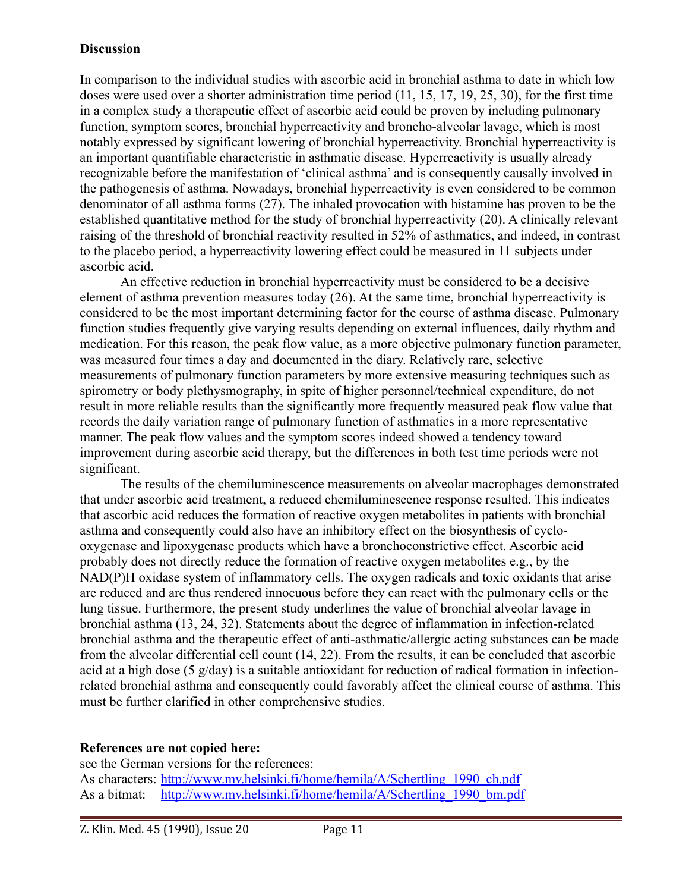## Discussion

In comparison to the individual studies with ascorbic acid in bronchial asthma to date in which low doses were used over a shorter administration time period (11, 15, 17, 19, 25, 30), for the first time in a complex study a therapeutic effect of ascorbic acid could be proven by including pulmonary function, symptom scores, bronchial hyperreactivity and broncho-alveolar lavage, which is most notably expressed by significant lowering of bronchial hyperreactivity. Bronchial hyperreactivity is an important quantifiable characteristic in asthmatic disease. Hyperreactivity is usually already recognizable before the manifestation of 'clinical asthma' and is consequently causally involved in the pathogenesis of asthma. Nowadays, bronchial hyperreactivity is even considered to be common denominator of all asthma forms (27). The inhaled provocation with histamine has proven to be the established quantitative method for the study of bronchial hyperreactivity (20). A clinically relevant raising of the threshold of bronchial reactivity resulted in 52% of asthmatics, and indeed, in contrast to the placebo period, a hyperreactivity lowering effect could be measured in 11 subjects under ascorbic acid.

An effective reduction in bronchial hyperreactivity must be considered to be a decisive element of asthma prevention measures today (26). At the same time, bronchial hyperreactivity is considered to be the most important determining factor for the course of asthma disease. Pulmonary function studies frequently give varying results depending on external influences, daily rhythm and medication. For this reason, the peak flow value, as a more objective pulmonary function parameter, was measured four times a day and documented in the diary. Relatively rare, selective measurements of pulmonary function parameters by more extensive measuring techniques such as spirometry or body plethysmography, in spite of higher personnel/technical expenditure, do not result in more reliable results than the significantly more frequently measured peak flow value that records the daily variation range of pulmonary function of asthmatics in a more representative manner. The peak flow values and the symptom scores indeed showed a tendency toward improvement during ascorbic acid therapy, but the differences in both test time periods were not significant.

The results of the chemiluminescence measurements on alveolar macrophages demonstrated that under ascorbic acid treatment, a reduced chemiluminescence response resulted. This indicates that ascorbic acid reduces the formation of reactive oxygen metabolites in patients with bronchial asthma and consequently could also have an inhibitory effect on the biosynthesis of cyclo-oxygenase and lipoxygenase products which have a bronchoconstrictive effect. Ascorbic acid probably does not directly reduce the formation of reactive oxygen metabolites e.g., by the NAD(P)H oxidase system of inflammatory cells. The oxygen radicals and toxic oxidants that arise are reduced and are thus rendered innocuous before they can react with the pulmonary cells or the lung tissue. Furthermore, the present study underlines the value of bronchial alveolar lavage in bronchial asthma (13, 24, 32). Statements about the degree of inflammation in infection-related bronchial asthma and the therapeutic effect of anti-asthmatic/allergic acting substances can be made from the alveolar differential cell count (14, 22). From the results, it can be concluded that ascorbic acid at a high dose (5 g/day) is a suitable antioxidant for reduction of radical formation in infection-related bronchial asthma and consequently could favorably affect the clinical course of asthma. This must be further clarified in other comprehensive studies.

**References are not copied here:**

see the German versions for the references:
As characters: http://www.mv.helsinki.fi/home/hemila/A/Schertling_1990_ch.pdf
As a bitmat: http://www.mv.helsinki.fi/home/hemila/A/Schertling_1990_bm.pdf